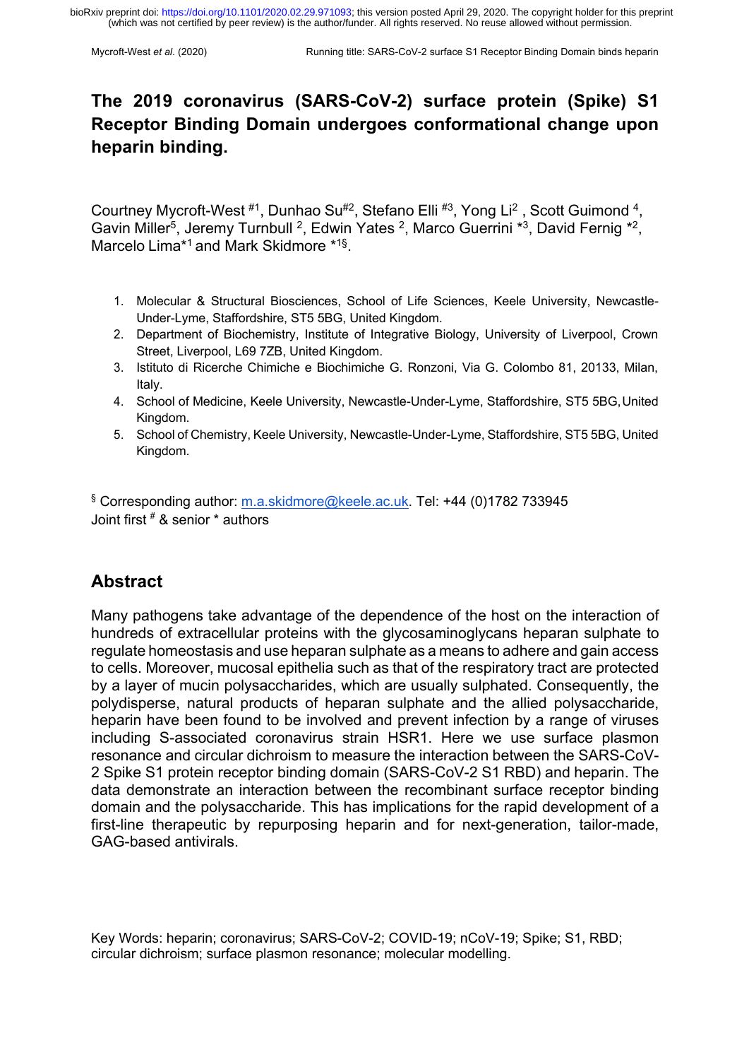# The 2019 coronavirus (SARS-CoV-2) surface protein (Spike) S1 Receptor Binding Domain undergoes conformational change upon heparin binding.

Courtney Mycroft-West [#1], Dunhao Su[#2], Stefano Elli [#3], Yong Li[2], Scott Guimond [4], Gavin Miller[5], Jeremy Turnbull [2], Edwin Yates [2], Marco Guerrini [*3], David Fernig [*2], Marcelo Lima[*1] and Mark Skidmore [*1§].

1. Molecular & Structural Biosciences, School of Life Sciences, Keele University, Newcastle-Under-Lyme, Staffordshire, ST5 5BG, United Kingdom.
2. Department of Biochemistry, Institute of Integrative Biology, University of Liverpool, Crown Street, Liverpool, L69 7ZB, United Kingdom.
3. Istituto di Ricerche Chimiche e Biochimiche G. Ronzoni, Via G. Colombo 81, 20133, Milan, Italy.
4. School of Medicine, Keele University, Newcastle-Under-Lyme, Staffordshire, ST5 5BG, United Kingdom.
5. School of Chemistry, Keele University, Newcastle-Under-Lyme, Staffordshire, ST5 5BG, United Kingdom.

[§] Corresponding author: m.a.skidmore@keele.ac.uk. Tel: +44 (0)1782 733945
Joint first [#] & senior [*] authors

## Abstract

Many pathogens take advantage of the dependence of the host on the interaction of hundreds of extracellular proteins with the glycosaminoglycans heparan sulphate to regulate homeostasis and use heparan sulphate as a means to adhere and gain access to cells. Moreover, mucosal epithelia such as that of the respiratory tract are protected by a layer of mucin polysaccharides, which are usually sulphated. Consequently, the polydisperse, natural products of heparan sulphate and the allied polysaccharide, heparin have been found to be involved and prevent infection by a range of viruses including S-associated coronavirus strain HSR1. Here we use surface plasmon resonance and circular dichroism to measure the interaction between the SARS-CoV-2 Spike S1 protein receptor binding domain (SARS-CoV-2 S1 RBD) and heparin. The data demonstrate an interaction between the recombinant surface receptor binding domain and the polysaccharide. This has implications for the rapid development of a first-line therapeutic by repurposing heparin and for next-generation, tailor-made, GAG-based antivirals.

Key Words: heparin; coronavirus; SARS-CoV-2; COVID-19; nCoV-19; Spike; S1, RBD; circular dichroism; surface plasmon resonance; molecular modelling.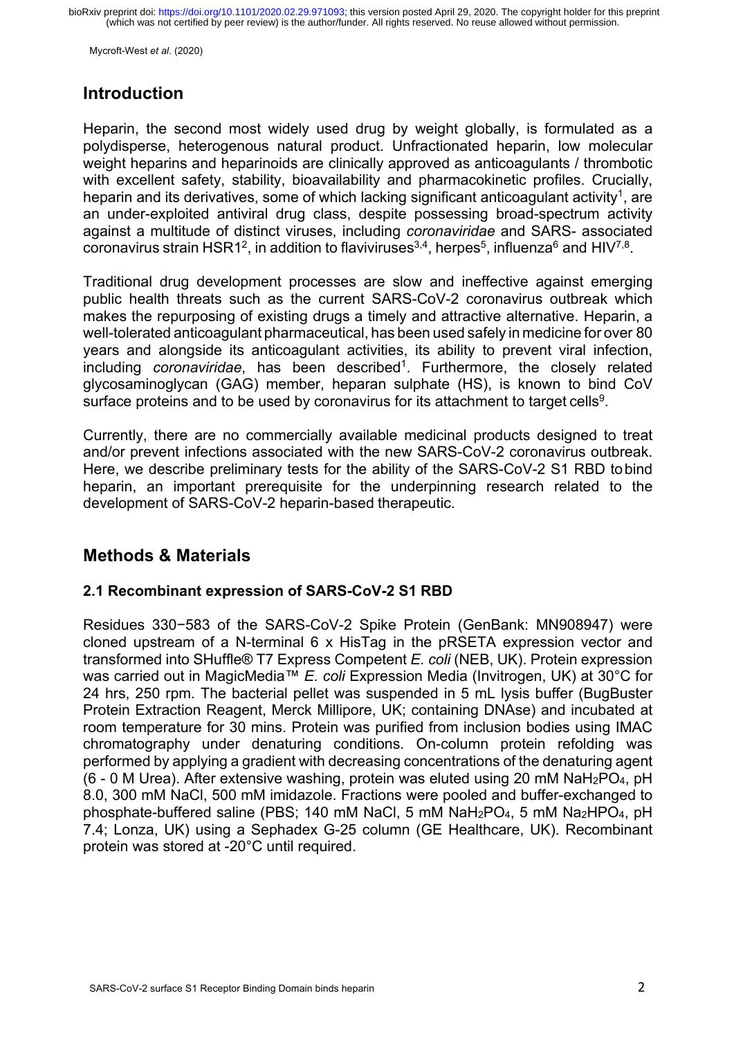## Introduction

Heparin, the second most widely used drug by weight globally, is formulated as a polydisperse, heterogenous natural product. Unfractionated heparin, low molecular weight heparins and heparinoids are clinically approved as anticoagulants / thrombotic with excellent safety, stability, bioavailability and pharmacokinetic profiles. Crucially, heparin and its derivatives, some of which lacking significant anticoagulant activity[1], are an under-exploited antiviral drug class, despite possessing broad-spectrum activity against a multitude of distinct viruses, including *coronaviridae* and SARS- associated coronavirus strain HSR1[2], in addition to flaviviruses[3,4], herpes[5], influenza[6] and HIV[7,8].

Traditional drug development processes are slow and ineffective against emerging public health threats such as the current SARS-CoV-2 coronavirus outbreak which makes the repurposing of existing drugs a timely and attractive alternative. Heparin, a well-tolerated anticoagulant pharmaceutical, has been used safely in medicine for over 80 years and alongside its anticoagulant activities, its ability to prevent viral infection, including *coronaviridae*, has been described[1]. Furthermore, the closely related glycosaminoglycan (GAG) member, heparan sulphate (HS), is known to bind CoV surface proteins and to be used by coronavirus for its attachment to target cells[9].

Currently, there are no commercially available medicinal products designed to treat and/or prevent infections associated with the new SARS-CoV-2 coronavirus outbreak. Here, we describe preliminary tests for the ability of the SARS-CoV-2 S1 RBD to bind heparin, an important prerequisite for the underpinning research related to the development of SARS-CoV-2 heparin-based therapeutic.

## Methods & Materials

### 2.1 Recombinant expression of SARS-CoV-2 S1 RBD

Residues 330−583 of the SARS-CoV-2 Spike Protein (GenBank: MN908947) were cloned upstream of a N-terminal 6 x HisTag in the pRSETA expression vector and transformed into SHuffle® T7 Express Competent *E. coli* (NEB, UK). Protein expression was carried out in MagicMedia™ *E. coli* Expression Media (Invitrogen, UK) at 30°C for 24 hrs, 250 rpm. The bacterial pellet was suspended in 5 mL lysis buffer (BugBuster Protein Extraction Reagent, Merck Millipore, UK; containing DNAse) and incubated at room temperature for 30 mins. Protein was purified from inclusion bodies using IMAC chromatography under denaturing conditions. On-column protein refolding was performed by applying a gradient with decreasing concentrations of the denaturing agent (6 - 0 M Urea). After extensive washing, protein was eluted using 20 mM $NaH_2PO_4$, pH 8.0, 300 mM NaCl, 500 mM imidazole. Fractions were pooled and buffer-exchanged to phosphate-buffered saline (PBS; 140 mM NaCl, 5 mM $NaH_2PO_4$, 5 mM $Na_2HPO_4$, pH 7.4; Lonza, UK) using a Sephadex G-25 column (GE Healthcare, UK). Recombinant protein was stored at -20°C until required.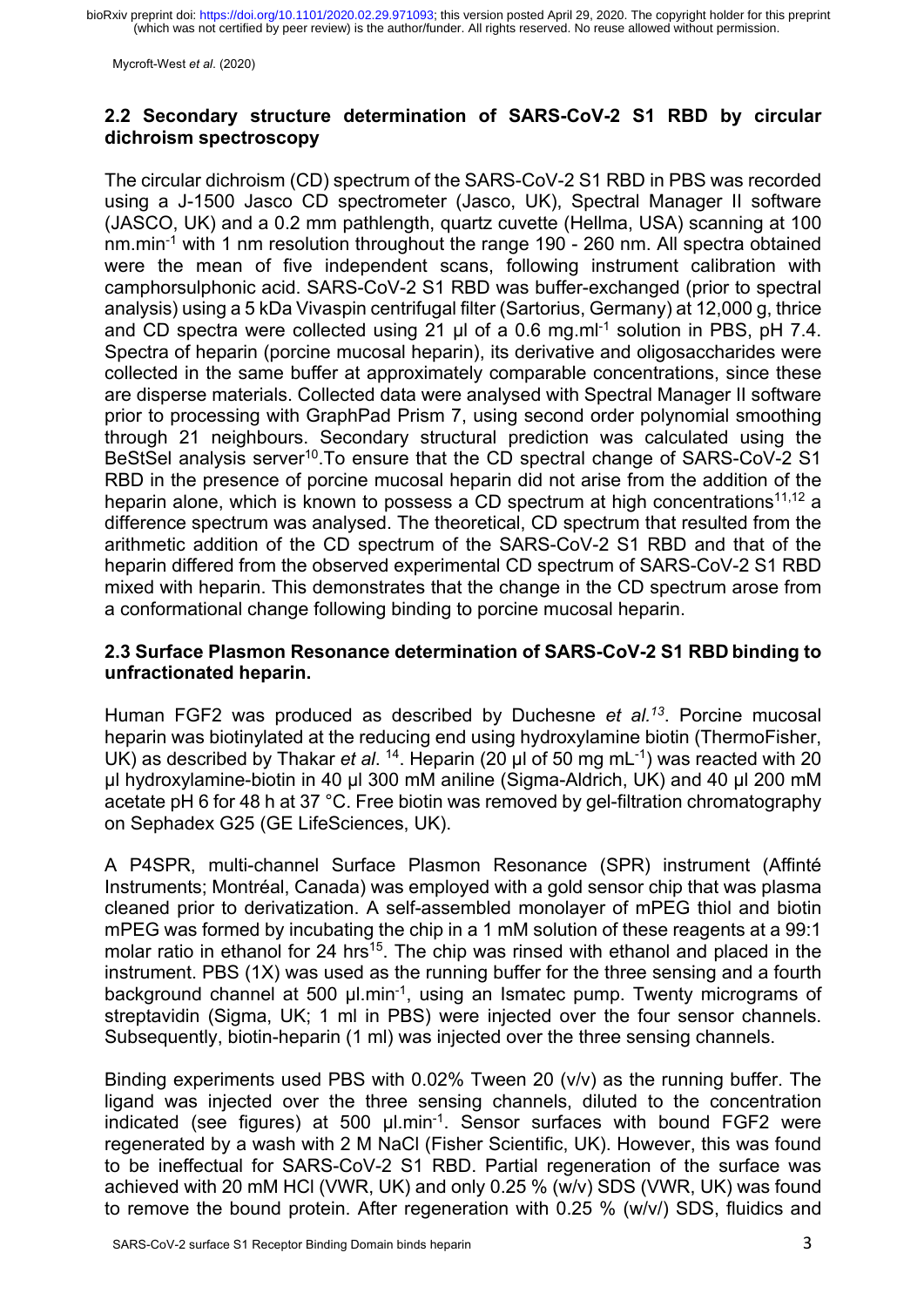## 2.2 Secondary structure determination of SARS-CoV-2 S1 RBD by circular dichroism spectroscopy

The circular dichroism (CD) spectrum of the SARS-CoV-2 S1 RBD in PBS was recorded using a J-1500 Jasco CD spectrometer (Jasco, UK), Spectral Manager II software (JASCO, UK) and a 0.2 mm pathlength, quartz cuvette (Hellma, USA) scanning at 100 nm.min$^{-1}$ with 1 nm resolution throughout the range 190 - 260 nm. All spectra obtained were the mean of five independent scans, following instrument calibration with camphorsulphonic acid. SARS-CoV-2 S1 RBD was buffer-exchanged (prior to spectral analysis) using a 5 kDa Vivaspin centrifugal filter (Sartorius, Germany) at 12,000 g, thrice and CD spectra were collected using 21 µl of a 0.6 mg.ml$^{-1}$ solution in PBS, pH 7.4. Spectra of heparin (porcine mucosal heparin), its derivative and oligosaccharides were collected in the same buffer at approximately comparable concentrations, since these are disperse materials. Collected data were analysed with Spectral Manager II software prior to processing with GraphPad Prism 7, using second order polynomial smoothing through 21 neighbours. Secondary structural prediction was calculated using the BeStSel analysis server[10].To ensure that the CD spectral change of SARS-CoV-2 S1 RBD in the presence of porcine mucosal heparin did not arise from the addition of the heparin alone, which is known to possess a CD spectrum at high concentrations[11,12] a difference spectrum was analysed. The theoretical, CD spectrum that resulted from the arithmetic addition of the CD spectrum of the SARS-CoV-2 S1 RBD and that of the heparin differed from the observed experimental CD spectrum of SARS-CoV-2 S1 RBD mixed with heparin. This demonstrates that the change in the CD spectrum arose from a conformational change following binding to porcine mucosal heparin.

## 2.3 Surface Plasmon Resonance determination of SARS-CoV-2 S1 RBD binding to unfractionated heparin.

Human FGF2 was produced as described by Duchesne *et al.*[13]. Porcine mucosal heparin was biotinylated at the reducing end using hydroxylamine biotin (ThermoFisher, UK) as described by Thakar *et al.* [14]. Heparin (20 µl of 50 mg mL$^{-1}$) was reacted with 20 µl hydroxylamine-biotin in 40 µl 300 mM aniline (Sigma-Aldrich, UK) and 40 µl 200 mM acetate pH 6 for 48 h at 37 °C. Free biotin was removed by gel-filtration chromatography on Sephadex G25 (GE LifeSciences, UK).

A P4SPR, multi-channel Surface Plasmon Resonance (SPR) instrument (Affinté Instruments; Montréal, Canada) was employed with a gold sensor chip that was plasma cleaned prior to derivatization. A self-assembled monolayer of mPEG thiol and biotin mPEG was formed by incubating the chip in a 1 mM solution of these reagents at a 99:1 molar ratio in ethanol for 24 hrs[15]. The chip was rinsed with ethanol and placed in the instrument. PBS (1X) was used as the running buffer for the three sensing and a fourth background channel at 500 µl.min$^{-1}$, using an Ismatec pump. Twenty micrograms of streptavidin (Sigma, UK; 1 ml in PBS) were injected over the four sensor channels. Subsequently, biotin-heparin (1 ml) was injected over the three sensing channels.

Binding experiments used PBS with 0.02% Tween 20 (v/v) as the running buffer. The ligand was injected over the three sensing channels, diluted to the concentration indicated (see figures) at 500 µl.min$^{-1}$. Sensor surfaces with bound FGF2 were regenerated by a wash with 2 M NaCl (Fisher Scientific, UK). However, this was found to be ineffectual for SARS-CoV-2 S1 RBD. Partial regeneration of the surface was achieved with 20 mM HCl (VWR, UK) and only 0.25 % (w/v) SDS (VWR, UK) was found to remove the bound protein. After regeneration with 0.25 % (w/v/) SDS, fluidics and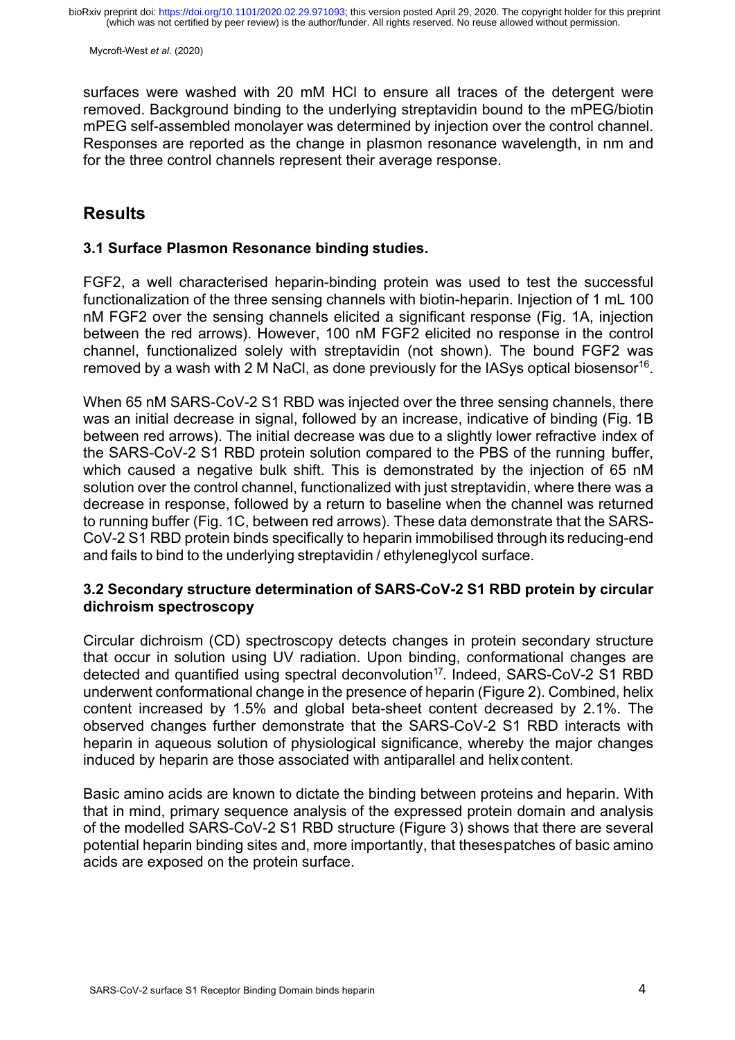surfaces were washed with 20 mM HCl to ensure all traces of the detergent were removed. Background binding to the underlying streptavidin bound to the mPEG/biotin mPEG self-assembled monolayer was determined by injection over the control channel. Responses are reported as the change in plasmon resonance wavelength, in nm and for the three control channels represent their average response.

## Results

### 3.1 Surface Plasmon Resonance binding studies.

FGF2, a well characterised heparin-binding protein was used to test the successful functionalization of the three sensing channels with biotin-heparin. Injection of 1 mL 100 nM FGF2 over the sensing channels elicited a significant response (Fig. 1A, injection between the red arrows). However, 100 nM FGF2 elicited no response in the control channel, functionalized solely with streptavidin (not shown). The bound FGF2 was removed by a wash with 2 M NaCl, as done previously for the IASys optical biosensor[16].

When 65 nM SARS-CoV-2 S1 RBD was injected over the three sensing channels, there was an initial decrease in signal, followed by an increase, indicative of binding (Fig. 1B between red arrows). The initial decrease was due to a slightly lower refractive index of the SARS-CoV-2 S1 RBD protein solution compared to the PBS of the running buffer, which caused a negative bulk shift. This is demonstrated by the injection of 65 nM solution over the control channel, functionalized with just streptavidin, where there was a decrease in response, followed by a return to baseline when the channel was returned to running buffer (Fig. 1C, between red arrows). These data demonstrate that the SARS-CoV-2 S1 RBD protein binds specifically to heparin immobilised through its reducing-end and fails to bind to the underlying streptavidin / ethyleneglycol surface.

### 3.2 Secondary structure determination of SARS-CoV-2 S1 RBD protein by circular dichroism spectroscopy

Circular dichroism (CD) spectroscopy detects changes in protein secondary structure that occur in solution using UV radiation. Upon binding, conformational changes are detected and quantified using spectral deconvolution[17]. Indeed, SARS-CoV-2 S1 RBD underwent conformational change in the presence of heparin (Figure 2). Combined, helix content increased by 1.5% and global beta-sheet content decreased by 2.1%. The observed changes further demonstrate that the SARS-CoV-2 S1 RBD interacts with heparin in aqueous solution of physiological significance, whereby the major changes induced by heparin are those associated with antiparallel and helix content.

Basic amino acids are known to dictate the binding between proteins and heparin. With that in mind, primary sequence analysis of the expressed protein domain and analysis of the modelled SARS-CoV-2 S1 RBD structure (Figure 3) shows that there are several potential heparin binding sites and, more importantly, that thesespatches of basic amino acids are exposed on the protein surface.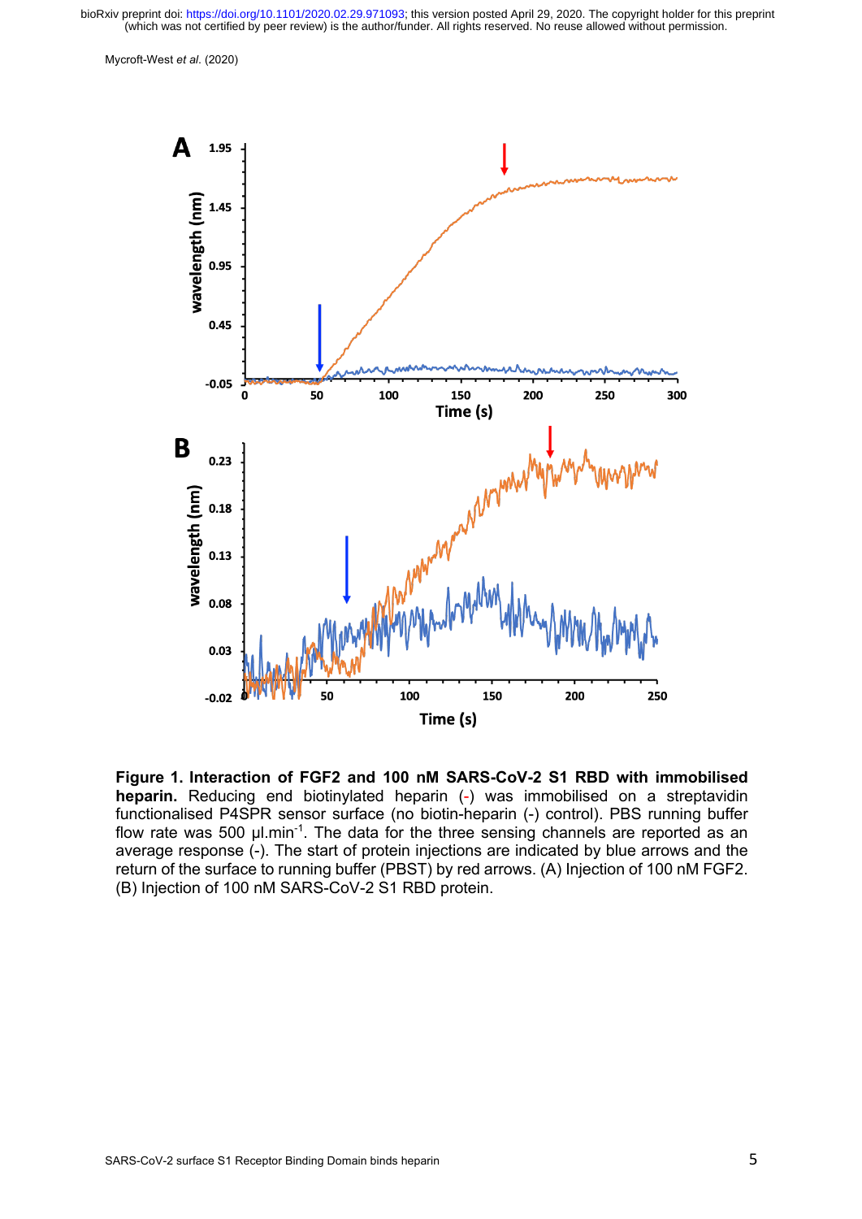**Figure 1. Interaction of FGF2 and 100 nM SARS-CoV-2 S1 RBD with immobilised heparin.** Reducing end biotinylated heparin (-) was immobilised on a streptavidin functionalised P4SPR sensor surface (no biotin-heparin (-) control). PBS running buffer flow rate was 500 µl.min$^{-1}$. The data for the three sensing channels are reported as an average response (-). The start of protein injections are indicated by blue arrows and the return of the surface to running buffer (PBST) by red arrows. (A) Injection of 100 nM FGF2. (B) Injection of 100 nM SARS-CoV-2 S1 RBD protein.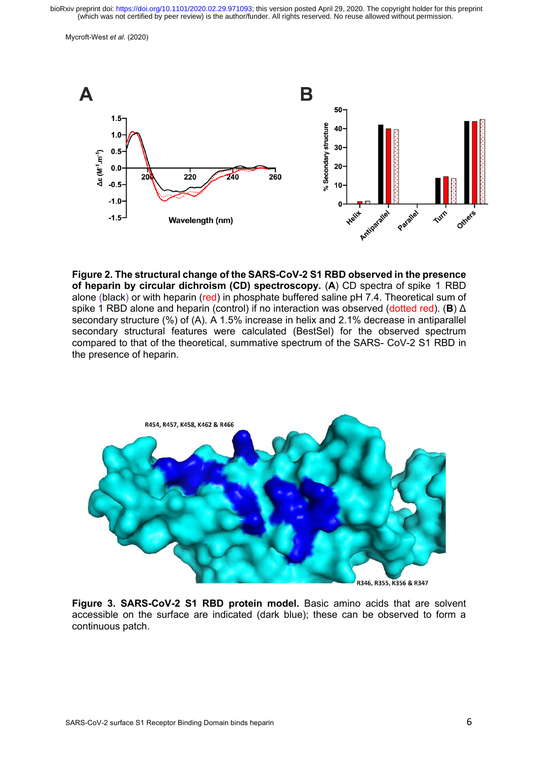**Figure 2. The structural change of the SARS-CoV-2 S1 RBD observed in the presence of heparin by circular dichroism (CD) spectroscopy.** (**A**) CD spectra of spike 1 RBD alone (black) or with heparin (red) in phosphate buffered saline pH 7.4. Theoretical sum of spike 1 RBD alone and heparin (control) if no interaction was observed (dotted red). (**B**) Δ secondary structure (%) of (A). A 1.5% increase in helix and 2.1% decrease in antiparallel secondary structural features were calculated (BestSel) for the observed spectrum compared to that of the theoretical, summative spectrum of the SARS- CoV-2 S1 RBD in the presence of heparin.

**Figure 3. SARS-CoV-2 S1 RBD protein model.** Basic amino acids that are solvent accessible on the surface are indicated (dark blue); these can be observed to form a continuous patch.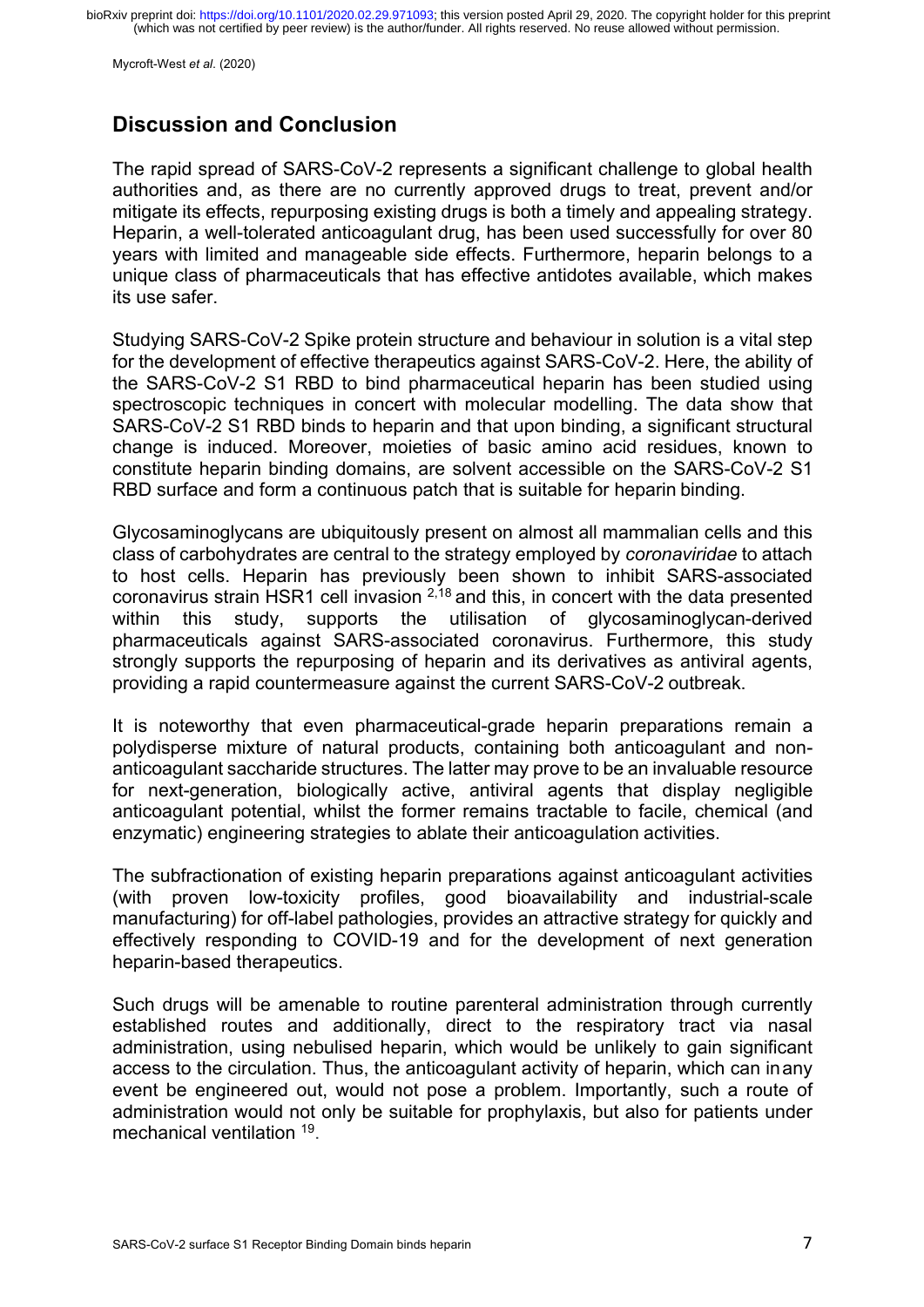## Discussion and Conclusion

The rapid spread of SARS-CoV-2 represents a significant challenge to global health authorities and, as there are no currently approved drugs to treat, prevent and/or mitigate its effects, repurposing existing drugs is both a timely and appealing strategy. Heparin, a well-tolerated anticoagulant drug, has been used successfully for over 80 years with limited and manageable side effects. Furthermore, heparin belongs to a unique class of pharmaceuticals that has effective antidotes available, which makes its use safer.

Studying SARS-CoV-2 Spike protein structure and behaviour in solution is a vital step for the development of effective therapeutics against SARS-CoV-2. Here, the ability of the SARS-CoV-2 S1 RBD to bind pharmaceutical heparin has been studied using spectroscopic techniques in concert with molecular modelling. The data show that SARS-CoV-2 S1 RBD binds to heparin and that upon binding, a significant structural change is induced. Moreover, moieties of basic amino acid residues, known to constitute heparin binding domains, are solvent accessible on the SARS-CoV-2 S1 RBD surface and form a continuous patch that is suitable for heparin binding.

Glycosaminoglycans are ubiquitously present on almost all mammalian cells and this class of carbohydrates are central to the strategy employed by *coronaviridae* to attach to host cells. Heparin has previously been shown to inhibit SARS-associated coronavirus strain HSR1 cell invasion [2,18] and this, in concert with the data presented within this study, supports the utilisation of glycosaminoglycan-derived pharmaceuticals against SARS-associated coronavirus. Furthermore, this study strongly supports the repurposing of heparin and its derivatives as antiviral agents, providing a rapid countermeasure against the current SARS-CoV-2 outbreak.

It is noteworthy that even pharmaceutical-grade heparin preparations remain a polydisperse mixture of natural products, containing both anticoagulant and non-anticoagulant saccharide structures. The latter may prove to be an invaluable resource for next-generation, biologically active, antiviral agents that display negligible anticoagulant potential, whilst the former remains tractable to facile, chemical (and enzymatic) engineering strategies to ablate their anticoagulation activities.

The subfractionation of existing heparin preparations against anticoagulant activities (with proven low-toxicity profiles, good bioavailability and industrial-scale manufacturing) for off-label pathologies, provides an attractive strategy for quickly and effectively responding to COVID-19 and for the development of next generation heparin-based therapeutics.

Such drugs will be amenable to routine parenteral administration through currently established routes and additionally, direct to the respiratory tract via nasal administration, using nebulised heparin, which would be unlikely to gain significant access to the circulation. Thus, the anticoagulant activity of heparin, which can in any event be engineered out, would not pose a problem. Importantly, such a route of administration would not only be suitable for prophylaxis, but also for patients under mechanical ventilation [19].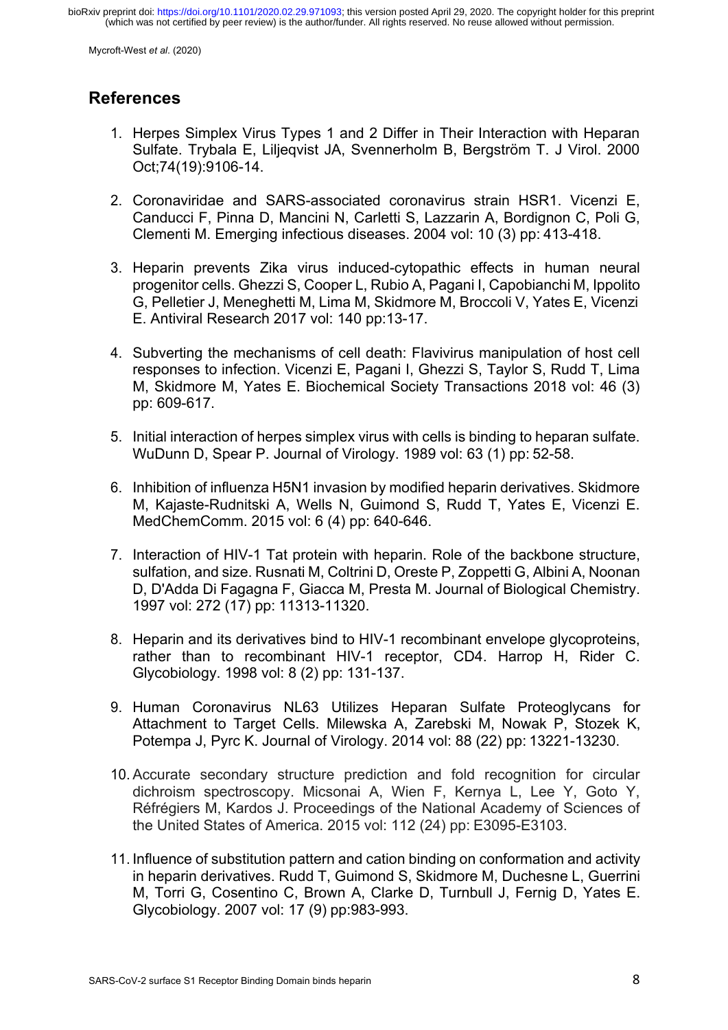## References

1. Herpes Simplex Virus Types 1 and 2 Differ in Their Interaction with Heparan Sulfate. Trybala E, Liljeqvist JA, Svennerholm B, Bergström T. J Virol. 2000 Oct;74(19):9106-14.

2. Coronaviridae and SARS-associated coronavirus strain HSR1. Vicenzi E, Canducci F, Pinna D, Mancini N, Carletti S, Lazzarin A, Bordignon C, Poli G, Clementi M. Emerging infectious diseases. 2004 vol: 10 (3) pp: 413-418.

3. Heparin prevents Zika virus induced-cytopathic effects in human neural progenitor cells. Ghezzi S, Cooper L, Rubio A, Pagani I, Capobianchi M, Ippolito G, Pelletier J, Meneghetti M, Lima M, Skidmore M, Broccoli V, Yates E, Vicenzi E. Antiviral Research 2017 vol: 140 pp:13-17.

4. Subverting the mechanisms of cell death: Flavivirus manipulation of host cell responses to infection. Vicenzi E, Pagani I, Ghezzi S, Taylor S, Rudd T, Lima M, Skidmore M, Yates E. Biochemical Society Transactions 2018 vol: 46 (3) pp: 609-617.

5. Initial interaction of herpes simplex virus with cells is binding to heparan sulfate. WuDunn D, Spear P. Journal of Virology. 1989 vol: 63 (1) pp: 52-58.

6. Inhibition of influenza H5N1 invasion by modified heparin derivatives. Skidmore M, Kajaste-Rudnitski A, Wells N, Guimond S, Rudd T, Yates E, Vicenzi E. MedChemComm. 2015 vol: 6 (4) pp: 640-646.

7. Interaction of HIV-1 Tat protein with heparin. Role of the backbone structure, sulfation, and size. Rusnati M, Coltrini D, Oreste P, Zoppetti G, Albini A, Noonan D, D'Adda Di Fagagna F, Giacca M, Presta M. Journal of Biological Chemistry. 1997 vol: 272 (17) pp: 11313-11320.

8. Heparin and its derivatives bind to HIV-1 recombinant envelope glycoproteins, rather than to recombinant HIV-1 receptor, CD4. Harrop H, Rider C. Glycobiology. 1998 vol: 8 (2) pp: 131-137.

9. Human Coronavirus NL63 Utilizes Heparan Sulfate Proteoglycans for Attachment to Target Cells. Milewska A, Zarebski M, Nowak P, Stozek K, Potempa J, Pyrc K. Journal of Virology. 2014 vol: 88 (22) pp: 13221-13230.

10. Accurate secondary structure prediction and fold recognition for circular dichroism spectroscopy. Micsonai A, Wien F, Kernya L, Lee Y, Goto Y, Réfrégiers M, Kardos J. Proceedings of the National Academy of Sciences of the United States of America. 2015 vol: 112 (24) pp: E3095-E3103.

11. Influence of substitution pattern and cation binding on conformation and activity in heparin derivatives. Rudd T, Guimond S, Skidmore M, Duchesne L, Guerrini M, Torri G, Cosentino C, Brown A, Clarke D, Turnbull J, Fernig D, Yates E. Glycobiology. 2007 vol: 17 (9) pp:983-993.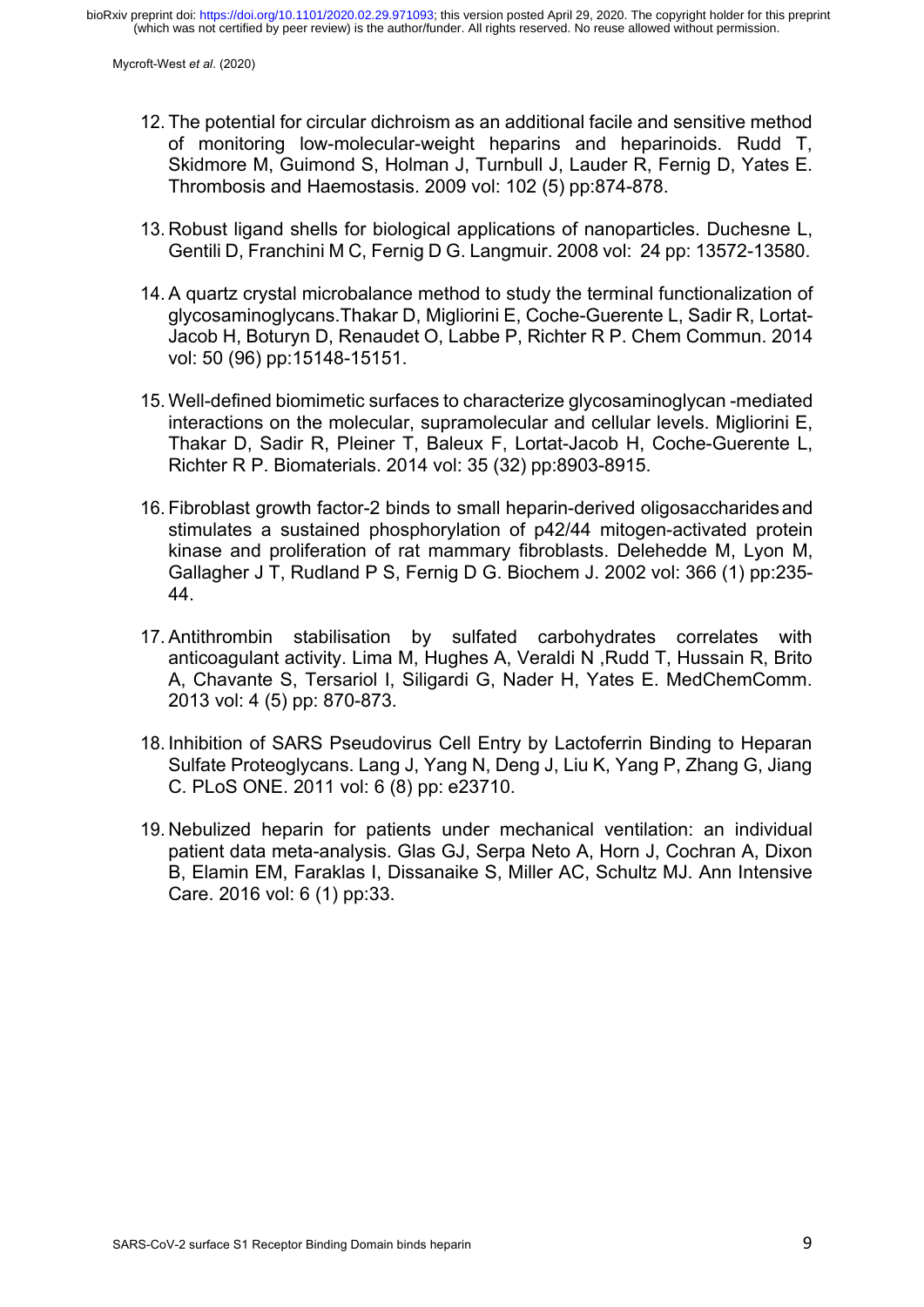12. The potential for circular dichroism as an additional facile and sensitive method of monitoring low-molecular-weight heparins and heparinoids. Rudd T, Skidmore M, Guimond S, Holman J, Turnbull J, Lauder R, Fernig D, Yates E. Thrombosis and Haemostasis. 2009 vol: 102 (5) pp:874-878.

13. Robust ligand shells for biological applications of nanoparticles. Duchesne L, Gentili D, Franchini M C, Fernig D G. Langmuir. 2008 vol: 24 pp: 13572-13580.

14. A quartz crystal microbalance method to study the terminal functionalization of glycosaminoglycans.Thakar D, Migliorini E, Coche-Guerente L, Sadir R, Lortat-Jacob H, Boturyn D, Renaudet O, Labbe P, Richter R P. Chem Commun. 2014 vol: 50 (96) pp:15148-15151.

15. Well-defined biomimetic surfaces to characterize glycosaminoglycan -mediated interactions on the molecular, supramolecular and cellular levels. Migliorini E, Thakar D, Sadir R, Pleiner T, Baleux F, Lortat-Jacob H, Coche-Guerente L, Richter R P. Biomaterials. 2014 vol: 35 (32) pp:8903-8915.

16. Fibroblast growth factor-2 binds to small heparin-derived oligosaccharides and stimulates a sustained phosphorylation of p42/44 mitogen-activated protein kinase and proliferation of rat mammary fibroblasts. Delehedde M, Lyon M, Gallagher J T, Rudland P S, Fernig D G. Biochem J. 2002 vol: 366 (1) pp:235-44.

17. Antithrombin stabilisation by sulfated carbohydrates correlates with anticoagulant activity. Lima M, Hughes A, Veraldi N ,Rudd T, Hussain R, Brito A, Chavante S, Tersariol I, Siligardi G, Nader H, Yates E. MedChemComm. 2013 vol: 4 (5) pp: 870-873.

18. Inhibition of SARS Pseudovirus Cell Entry by Lactoferrin Binding to Heparan Sulfate Proteoglycans. Lang J, Yang N, Deng J, Liu K, Yang P, Zhang G, Jiang C. PLoS ONE. 2011 vol: 6 (8) pp: e23710.

19. Nebulized heparin for patients under mechanical ventilation: an individual patient data meta-analysis. Glas GJ, Serpa Neto A, Horn J, Cochran A, Dixon B, Elamin EM, Faraklas I, Dissanaike S, Miller AC, Schultz MJ. Ann Intensive Care. 2016 vol: 6 (1) pp:33.